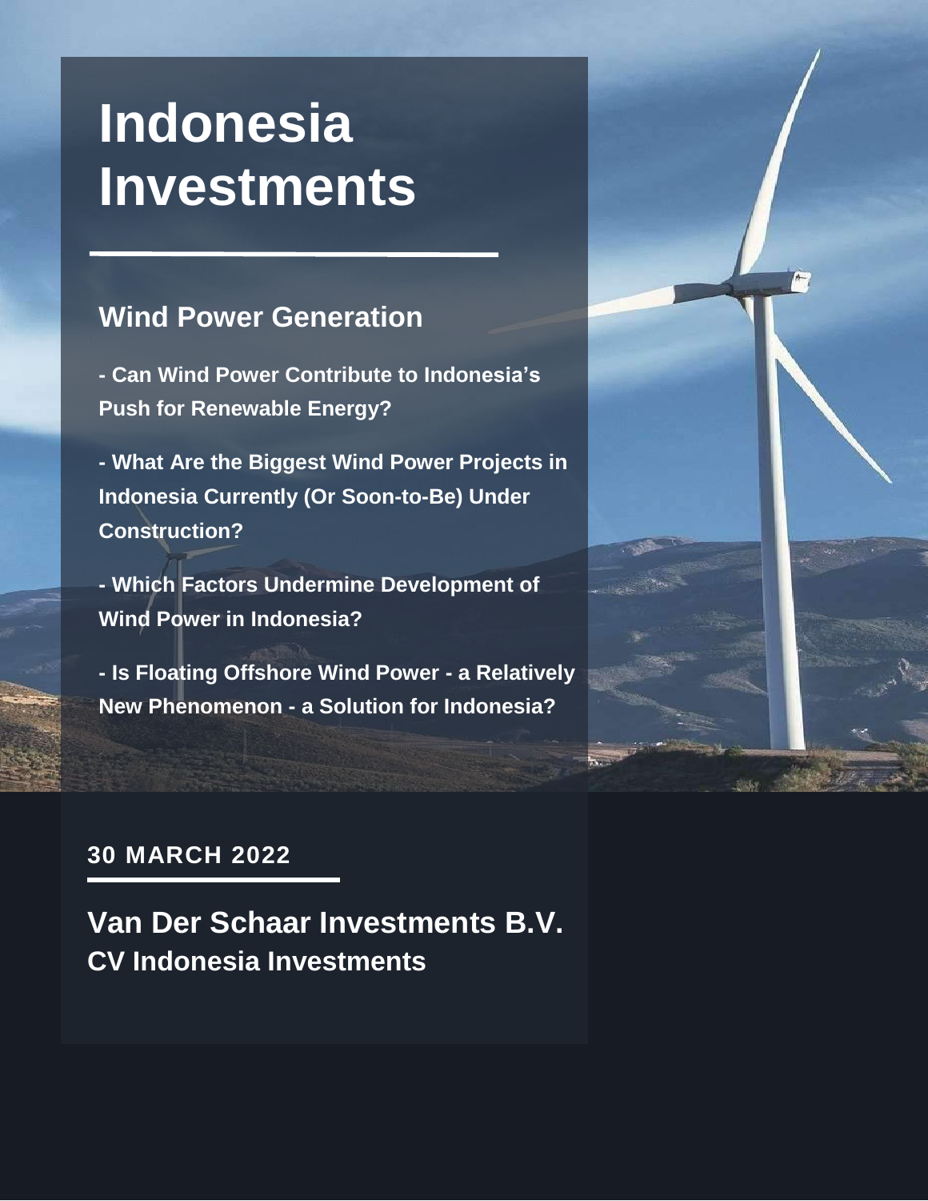# Indonesia Investments

## Wind Power Generation

**- Can Wind Power Contribute to Indonesia's Push for Renewable Energy?**

**- What Are the Biggest Wind Power Projects in Indonesia Currently (Or Soon-to-Be) Under Construction?**

**- Which Factors Undermine Development of Wind Power in Indonesia?**

**- Is Floating Offshore Wind Power - a Relatively New Phenomenon - a Solution for Indonesia?**

**30 MARCH 2022**

**Van Der Schaar Investments B.V.**
**CV Indonesia Investments**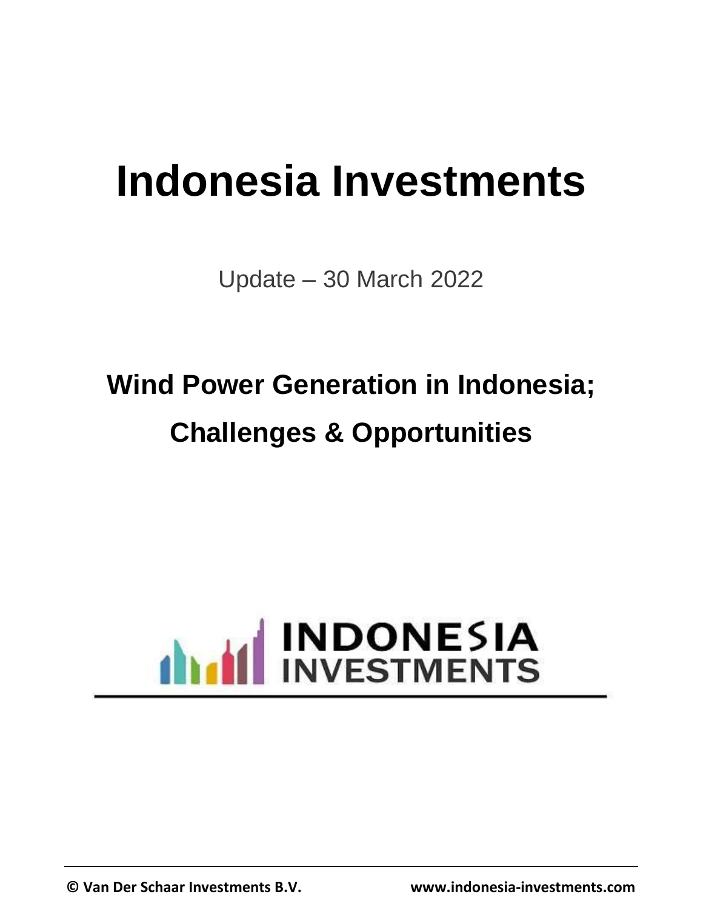# Indonesia Investments

Update – 30 March 2022

## Wind Power Generation in Indonesia; Challenges & Opportunities

INDONESIA INVESTMENTS

© Van Der Schaar Investments B.V. www.indonesia-investments.com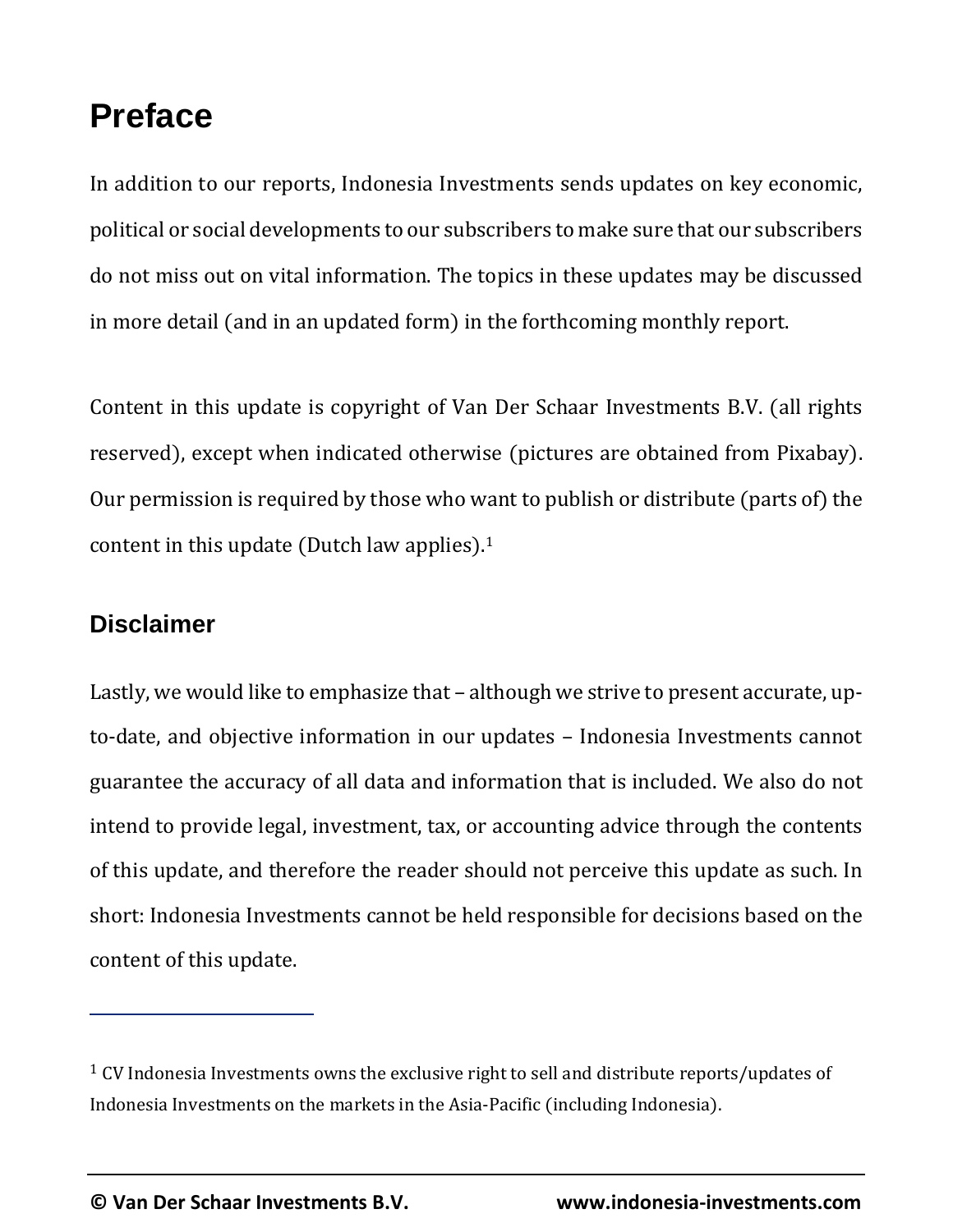# Preface

In addition to our reports, Indonesia Investments sends updates on key economic, political or social developments to our subscribers to make sure that our subscribers do not miss out on vital information. The topics in these updates may be discussed in more detail (and in an updated form) in the forthcoming monthly report.

Content in this update is copyright of Van Der Schaar Investments B.V. (all rights reserved), except when indicated otherwise (pictures are obtained from Pixabay). Our permission is required by those who want to publish or distribute (parts of) the content in this update (Dutch law applies).[1]

## Disclaimer

Lastly, we would like to emphasize that – although we strive to present accurate, up-to-date, and objective information in our updates – Indonesia Investments cannot guarantee the accuracy of all data and information that is included. We also do not intend to provide legal, investment, tax, or accounting advice through the contents of this update, and therefore the reader should not perceive this update as such. In short: Indonesia Investments cannot be held responsible for decisions based on the content of this update.

---

[1] CV Indonesia Investments owns the exclusive right to sell and distribute reports/updates of Indonesia Investments on the markets in the Asia-Pacific (including Indonesia).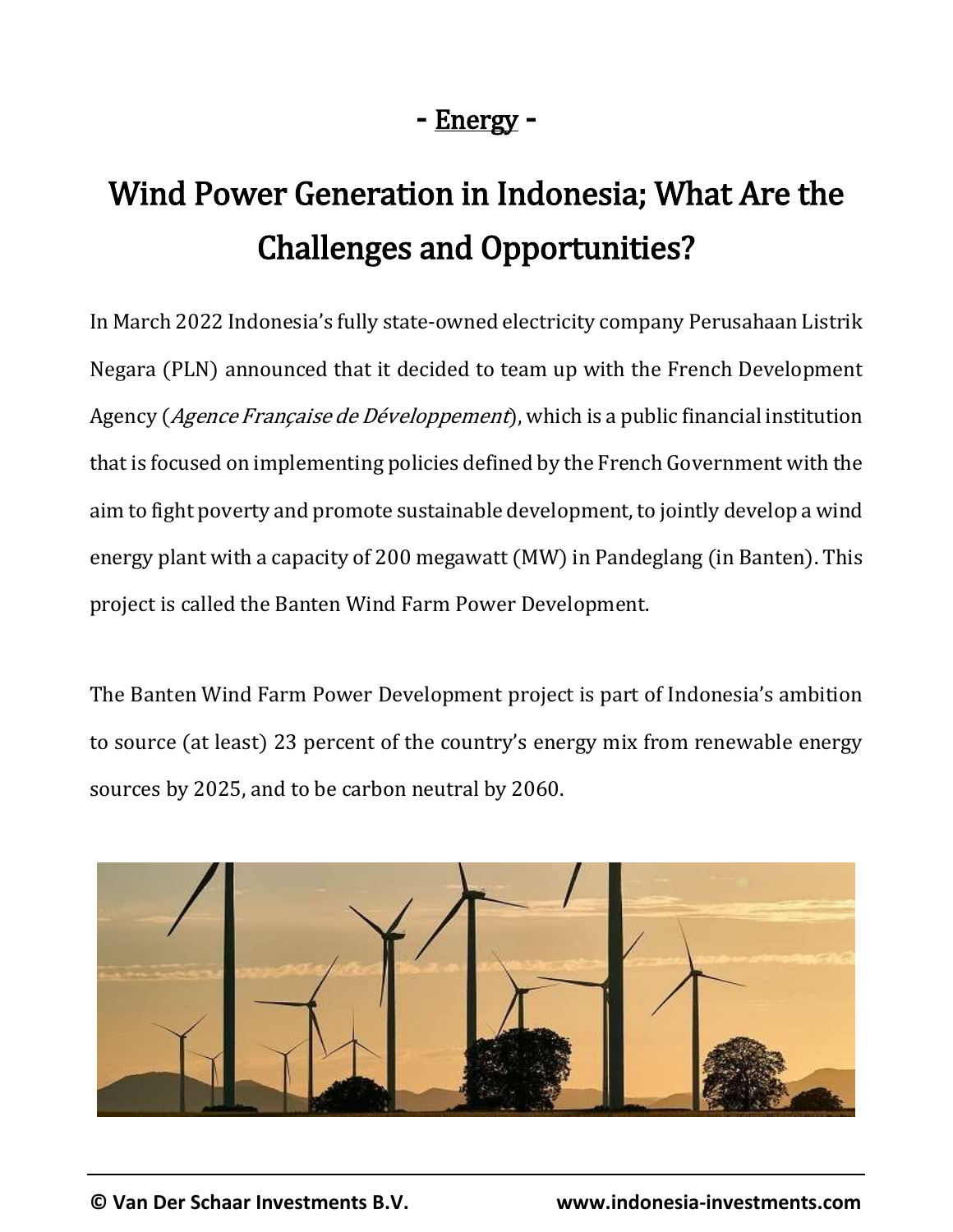- <u>Energy</u> -

# Wind Power Generation in Indonesia; What Are the Challenges and Opportunities?

In March 2022 Indonesia's fully state-owned electricity company Perusahaan Listrik Negara (PLN) announced that it decided to team up with the French Development Agency (*Agence Française de Développement*), which is a public financial institution that is focused on implementing policies defined by the French Government with the aim to fight poverty and promote sustainable development, to jointly develop a wind energy plant with a capacity of 200 megawatt (MW) in Pandeglang (in Banten). This project is called the Banten Wind Farm Power Development.

The Banten Wind Farm Power Development project is part of Indonesia's ambition to source (at least) 23 percent of the country's energy mix from renewable energy sources by 2025, and to be carbon neutral by 2060.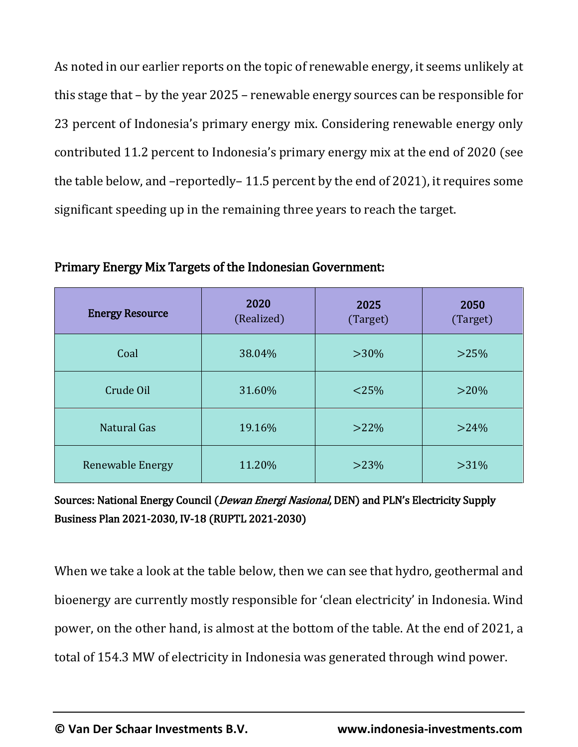As noted in our earlier reports on the topic of renewable energy, it seems unlikely at this stage that – by the year 2025 – renewable energy sources can be responsible for 23 percent of Indonesia's primary energy mix. Considering renewable energy only contributed 11.2 percent to Indonesia's primary energy mix at the end of 2020 (see the table below, and –reportedly– 11.5 percent by the end of 2021), it requires some significant speeding up in the remaining three years to reach the target.

**Primary Energy Mix Targets of the Indonesian Government:**

| Energy Resource | 2020 (Realized) | 2025 (Target) | 2050 (Target) |
|---|---|---|---|
| Coal | 38.04% | >30% | >25% |
| Crude Oil | 31.60% | <25% | >20% |
| Natural Gas | 19.16% | >22% | >24% |
| Renewable Energy | 11.20% | >23% | >31% |

**Sources: National Energy Council (*Dewan Energi Nasional*, DEN) and PLN's Electricity Supply Business Plan 2021-2030, IV-18 (RUPTL 2021-2030)**

When we take a look at the table below, then we can see that hydro, geothermal and bioenergy are currently mostly responsible for 'clean electricity' in Indonesia. Wind power, on the other hand, is almost at the bottom of the table. At the end of 2021, a total of 154.3 MW of electricity in Indonesia was generated through wind power.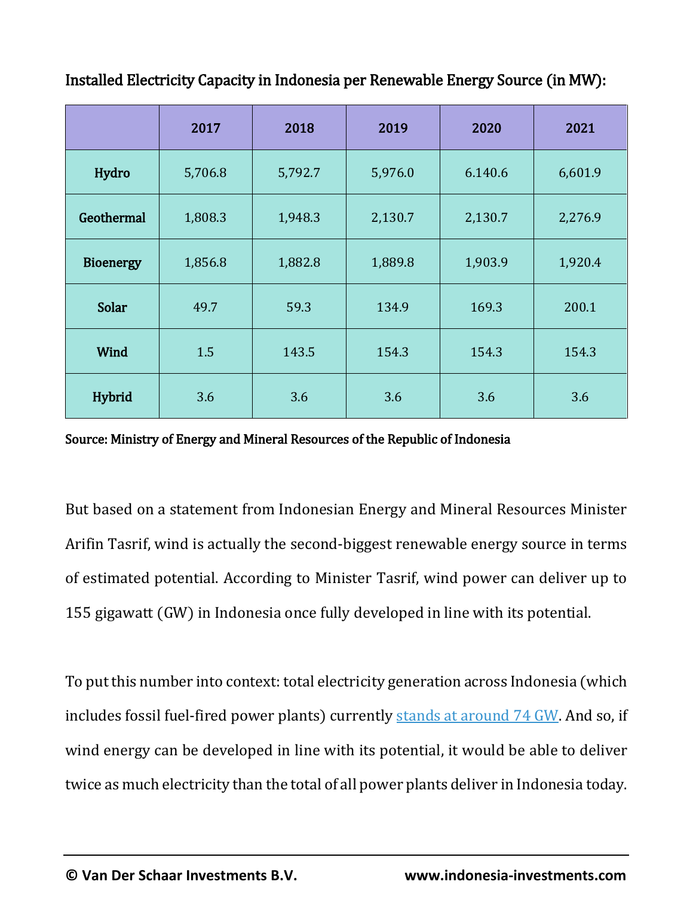**Installed Electricity Capacity in Indonesia per Renewable Energy Source (in MW):**

| | 2017 | 2018 | 2019 | 2020 | 2021 |
|---|---|---|---|---|---|
| Hydro | 5,706.8 | 5,792.7 | 5,976.0 | 6.140.6 | 6,601.9 |
| Geothermal | 1,808.3 | 1,948.3 | 2,130.7 | 2,130.7 | 2,276.9 |
| Bioenergy | 1,856.8 | 1,882.8 | 1,889.8 | 1,903.9 | 1,920.4 |
| Solar | 49.7 | 59.3 | 134.9 | 169.3 | 200.1 |
| Wind | 1.5 | 143.5 | 154.3 | 154.3 | 154.3 |
| Hybrid | 3.6 | 3.6 | 3.6 | 3.6 | 3.6 |

Source: Ministry of Energy and Mineral Resources of the Republic of Indonesia

But based on a statement from Indonesian Energy and Mineral Resources Minister Arifin Tasrif, wind is actually the second-biggest renewable energy source in terms of estimated potential. According to Minister Tasrif, wind power can deliver up to 155 gigawatt (GW) in Indonesia once fully developed in line with its potential.

To put this number into context: total electricity generation across Indonesia (which includes fossil fuel-fired power plants) currently stands at around 74 GW. And so, if wind energy can be developed in line with its potential, it would be able to deliver twice as much electricity than the total of all power plants deliver in Indonesia today.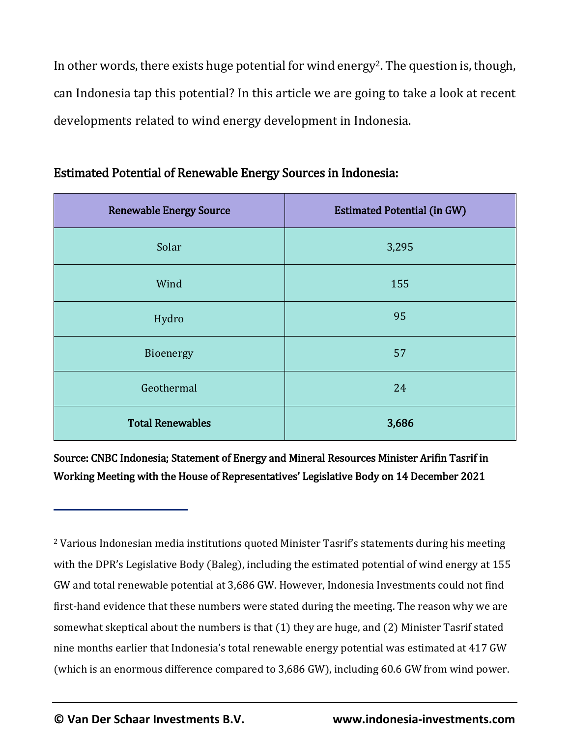In other words, there exists huge potential for wind energy[2]. The question is, though, can Indonesia tap this potential? In this article we are going to take a look at recent developments related to wind energy development in Indonesia.

## Estimated Potential of Renewable Energy Sources in Indonesia:

| Renewable Energy Source | Estimated Potential (in GW) |
|---|---|
| Solar | 3,295 |
| Wind | 155 |
| Hydro | 95 |
| Bioenergy | 57 |
| Geothermal | 24 |
| **Total Renewables** | **3,686** |

**Source: CNBC Indonesia; Statement of Energy and Mineral Resources Minister Arifin Tasrif in Working Meeting with the House of Representatives' Legislative Body on 14 December 2021**

---

[2] Various Indonesian media institutions quoted Minister Tasrif's statements during his meeting with the DPR's Legislative Body (Baleg), including the estimated potential of wind energy at 155 GW and total renewable potential at 3,686 GW. However, Indonesia Investments could not find first-hand evidence that these numbers were stated during the meeting. The reason why we are somewhat skeptical about the numbers is that (1) they are huge, and (2) Minister Tasrif stated nine months earlier that Indonesia's total renewable energy potential was estimated at 417 GW (which is an enormous difference compared to 3,686 GW), including 60.6 GW from wind power.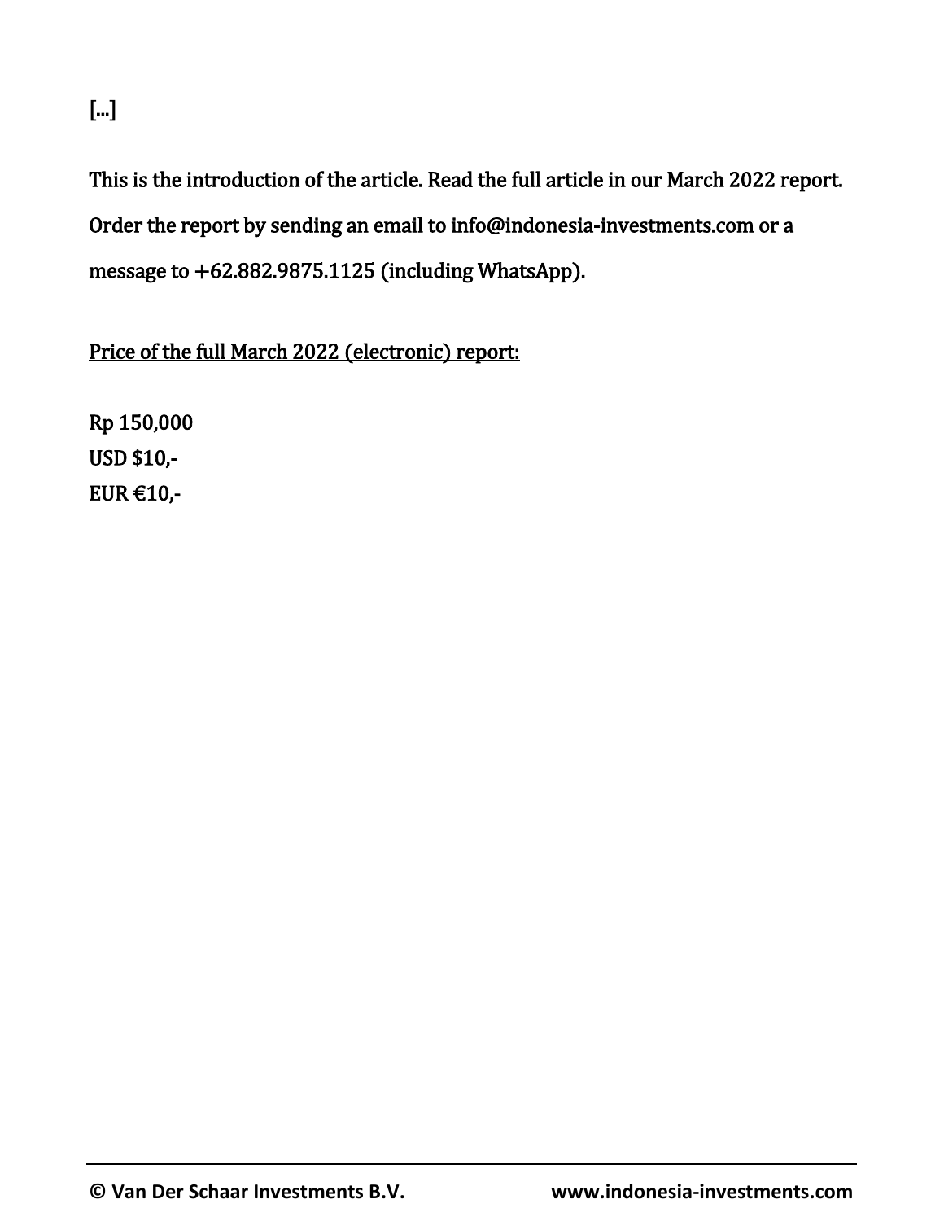[...]

This is the introduction of the article. Read the full article in our March 2022 report. Order the report by sending an email to info@indonesia-investments.com or a message to +62.882.9875.1125 (including WhatsApp).

<u>Price of the full March 2022 (electronic) report:</u>

Rp 150,000
USD $10,-
EUR €10,-